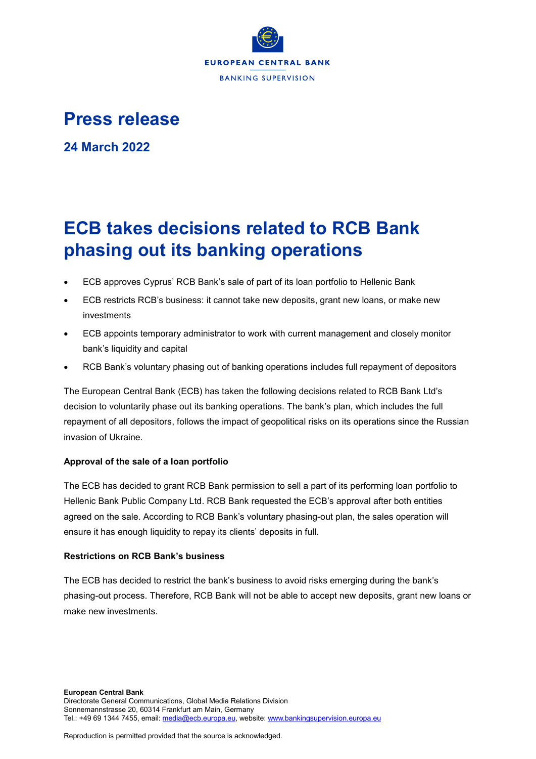EUROPEAN CENTRAL BANK

BANKING SUPERVISION

# Press release

**24 March 2022**

# ECB takes decisions related to RCB Bank phasing out its banking operations

- ECB approves Cyprus' RCB Bank's sale of part of its loan portfolio to Hellenic Bank
- ECB restricts RCB's business: it cannot take new deposits, grant new loans, or make new investments
- ECB appoints temporary administrator to work with current management and closely monitor bank's liquidity and capital
- RCB Bank's voluntary phasing out of banking operations includes full repayment of depositors

The European Central Bank (ECB) has taken the following decisions related to RCB Bank Ltd's decision to voluntarily phase out its banking operations. The bank's plan, which includes the full repayment of all depositors, follows the impact of geopolitical risks on its operations since the Russian invasion of Ukraine.

**Approval of the sale of a loan portfolio**

The ECB has decided to grant RCB Bank permission to sell a part of its performing loan portfolio to Hellenic Bank Public Company Ltd. RCB Bank requested the ECB's approval after both entities agreed on the sale. According to RCB Bank's voluntary phasing-out plan, the sales operation will ensure it has enough liquidity to repay its clients' deposits in full.

**Restrictions on RCB Bank's business**

The ECB has decided to restrict the bank's business to avoid risks emerging during the bank's phasing-out process. Therefore, RCB Bank will not be able to accept new deposits, grant new loans or make new investments.

**European Central Bank**
Directorate General Communications, Global Media Relations Division
Sonnemannstrasse 20, 60314 Frankfurt am Main, Germany
Tel.: +49 69 1344 7455, email: media@ecb.europa.eu, website: www.bankingsupervision.europa.eu

Reproduction is permitted provided that the source is acknowledged.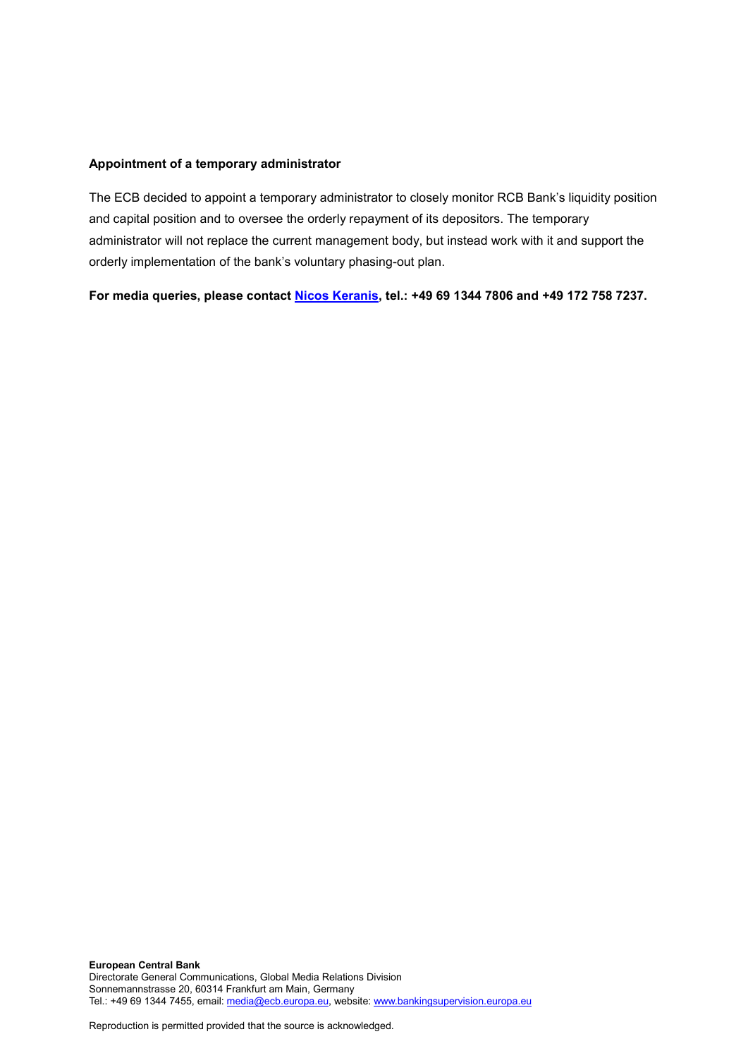**Appointment of a temporary administrator**

The ECB decided to appoint a temporary administrator to closely monitor RCB Bank's liquidity position and capital position and to oversee the orderly repayment of its depositors. The temporary administrator will not replace the current management body, but instead work with it and support the orderly implementation of the bank's voluntary phasing-out plan.

**For media queries, please contact Nicos Keranis, tel.: +49 69 1344 7806 and +49 172 758 7237.**

**European Central Bank**
Directorate General Communications, Global Media Relations Division
Sonnemannstrasse 20, 60314 Frankfurt am Main, Germany
Tel.: +49 69 1344 7455, email: media@ecb.europa.eu, website: www.bankingsupervision.europa.eu

Reproduction is permitted provided that the source is acknowledged.